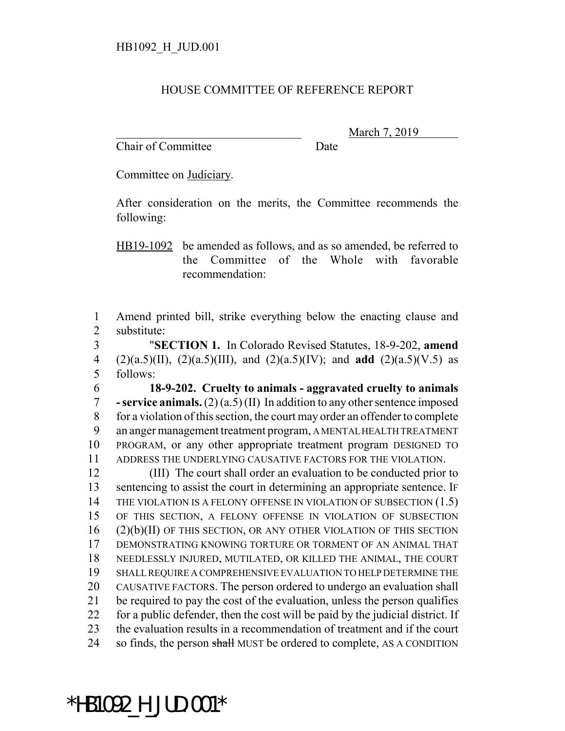HB1092_H_JUD.001

HOUSE COMMITTEE OF REFERENCE REPORT

\_\_\_\_\_\_\_\_\_\_\_\_\_\_\_\_\_\_\_\_\_\_\_\_\_\_\_\_\_\_\_\_ March 7, 2019

Chair of Committee Date

Committee on Judiciary.

After consideration on the merits, the Committee recommends the following:

HB19-1092 be amended as follows, and as so amended, be referred to the Committee of the Whole with favorable recommendation:

1 Amend printed bill, strike everything below the enacting clause and
2 substitute:
3 "**SECTION 1.** In Colorado Revised Statutes, 18-9-202, **amend**
4 (2)(a.5)(II), (2)(a.5)(III), and (2)(a.5)(IV); and **add** (2)(a.5)(V.5) as
5 follows:
6 **18-9-202. Cruelty to animals - aggravated cruelty to animals**
7 **- service animals.** (2) (a.5) (II) In addition to any other sentence imposed
8 for a violation of this section, the court may order an offender to complete
9 an anger management treatment program, A MENTAL HEALTH TREATMENT
10 PROGRAM, or any other appropriate treatment program DESIGNED TO
11 ADDRESS THE UNDERLYING CAUSATIVE FACTORS FOR THE VIOLATION.
12 (III) The court shall order an evaluation to be conducted prior to
13 sentencing to assist the court in determining an appropriate sentence. IF
14 THE VIOLATION IS A FELONY OFFENSE IN VIOLATION OF SUBSECTION (1.5)
15 OF THIS SECTION, A FELONY OFFENSE IN VIOLATION OF SUBSECTION
16 (2)(b)(II) OF THIS SECTION, OR ANY OTHER VIOLATION OF THIS SECTION
17 DEMONSTRATING KNOWING TORTURE OR TORMENT OF AN ANIMAL THAT
18 NEEDLESSLY INJURED, MUTILATED, OR KILLED THE ANIMAL, THE COURT
19 SHALL REQUIRE A COMPREHENSIVE EVALUATION TO HELP DETERMINE THE
20 CAUSATIVE FACTORS. The person ordered to undergo an evaluation shall
21 be required to pay the cost of the evaluation, unless the person qualifies
22 for a public defender, then the cost will be paid by the judicial district. If
23 the evaluation results in a recommendation of treatment and if the court
24 so finds, the person ~~shall~~ MUST be ordered to complete, AS A CONDITION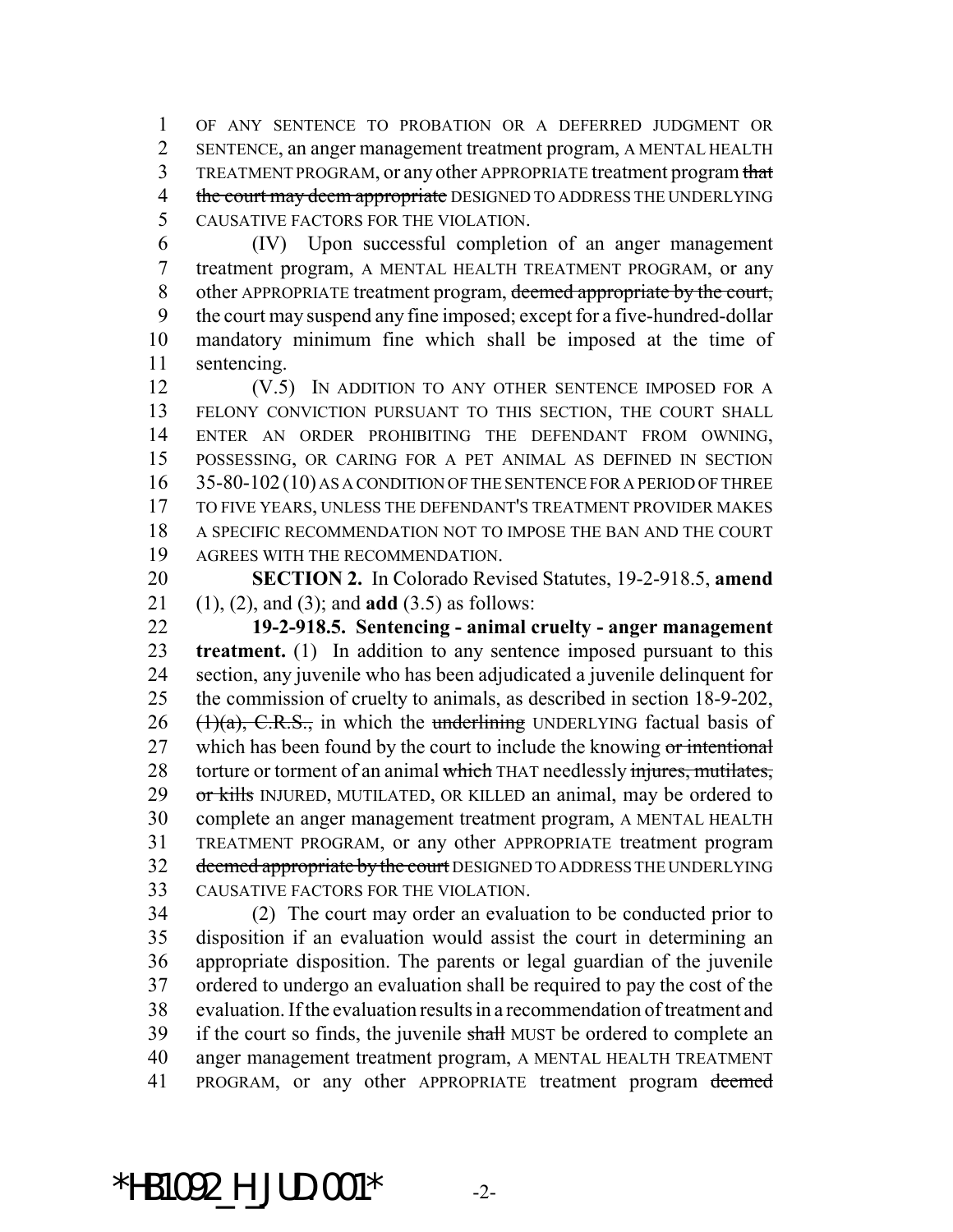OF ANY SENTENCE TO PROBATION OR A DEFERRED JUDGMENT OR SENTENCE, an anger management treatment program, A MENTAL HEALTH TREATMENT PROGRAM, or any other APPROPRIATE treatment program ~~that the court may deem appropriate~~ DESIGNED TO ADDRESS THE UNDERLYING CAUSATIVE FACTORS FOR THE VIOLATION.

(IV) Upon successful completion of an anger management treatment program, A MENTAL HEALTH TREATMENT PROGRAM, or any other APPROPRIATE treatment program, ~~deemed appropriate by the court,~~ the court may suspend any fine imposed; except for a five-hundred-dollar mandatory minimum fine which shall be imposed at the time of sentencing.

(V.5) IN ADDITION TO ANY OTHER SENTENCE IMPOSED FOR A FELONY CONVICTION PURSUANT TO THIS SECTION, THE COURT SHALL ENTER AN ORDER PROHIBITING THE DEFENDANT FROM OWNING, POSSESSING, OR CARING FOR A PET ANIMAL AS DEFINED IN SECTION 35-80-102 (10) AS A CONDITION OF THE SENTENCE FOR A PERIOD OF THREE TO FIVE YEARS, UNLESS THE DEFENDANT'S TREATMENT PROVIDER MAKES A SPECIFIC RECOMMENDATION NOT TO IMPOSE THE BAN AND THE COURT AGREES WITH THE RECOMMENDATION.

**SECTION 2.** In Colorado Revised Statutes, 19-2-918.5, **amend** (1), (2), and (3); and **add** (3.5) as follows:

**19-2-918.5. Sentencing - animal cruelty - anger management treatment.** (1) In addition to any sentence imposed pursuant to this section, any juvenile who has been adjudicated a juvenile delinquent for the commission of cruelty to animals, as described in section 18-9-202, ~~(1)(a), C.R.S.,~~ in which the ~~underlining~~ UNDERLYING factual basis of which has been found by the court to include the knowing ~~or intentional~~ torture or torment of an animal ~~which~~ THAT needlessly ~~injures, mutilates, or kills~~ INJURED, MUTILATED, OR KILLED an animal, may be ordered to complete an anger management treatment program, A MENTAL HEALTH TREATMENT PROGRAM, or any other APPROPRIATE treatment program ~~deemed appropriate by the court~~ DESIGNED TO ADDRESS THE UNDERLYING CAUSATIVE FACTORS FOR THE VIOLATION.

(2) The court may order an evaluation to be conducted prior to disposition if an evaluation would assist the court in determining an appropriate disposition. The parents or legal guardian of the juvenile ordered to undergo an evaluation shall be required to pay the cost of the evaluation. If the evaluation results in a recommendation of treatment and if the court so finds, the juvenile ~~shall~~ MUST be ordered to complete an anger management treatment program, A MENTAL HEALTH TREATMENT PROGRAM, or any other APPROPRIATE treatment program ~~deemed~~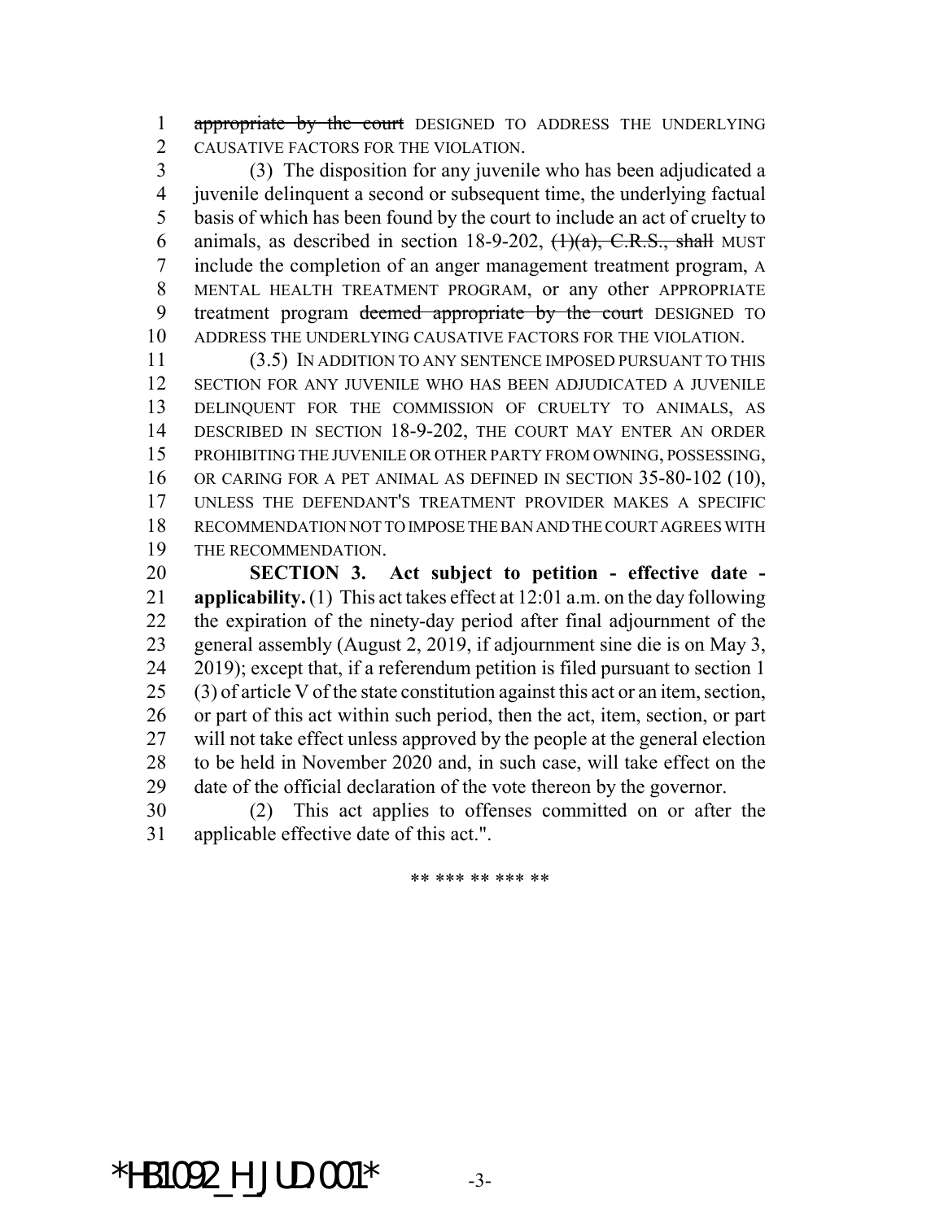~~appropriate by the court~~ DESIGNED TO ADDRESS THE UNDERLYING CAUSATIVE FACTORS FOR THE VIOLATION.

(3) The disposition for any juvenile who has been adjudicated a juvenile delinquent a second or subsequent time, the underlying factual basis of which has been found by the court to include an act of cruelty to animals, as described in section 18-9-202, ~~(1)(a), C.R.S., shall~~ MUST include the completion of an anger management treatment program, A MENTAL HEALTH TREATMENT PROGRAM, or any other APPROPRIATE treatment program ~~deemed appropriate by the court~~ DESIGNED TO ADDRESS THE UNDERLYING CAUSATIVE FACTORS FOR THE VIOLATION.

(3.5) IN ADDITION TO ANY SENTENCE IMPOSED PURSUANT TO THIS SECTION FOR ANY JUVENILE WHO HAS BEEN ADJUDICATED A JUVENILE DELINQUENT FOR THE COMMISSION OF CRUELTY TO ANIMALS, AS DESCRIBED IN SECTION 18-9-202, THE COURT MAY ENTER AN ORDER PROHIBITING THE JUVENILE OR OTHER PARTY FROM OWNING, POSSESSING, OR CARING FOR A PET ANIMAL AS DEFINED IN SECTION 35-80-102 (10), UNLESS THE DEFENDANT'S TREATMENT PROVIDER MAKES A SPECIFIC RECOMMENDATION NOT TO IMPOSE THE BAN AND THE COURT AGREES WITH THE RECOMMENDATION.

**SECTION 3. Act subject to petition - effective date - applicability.** (1) This act takes effect at 12:01 a.m. on the day following the expiration of the ninety-day period after final adjournment of the general assembly (August 2, 2019, if adjournment sine die is on May 3, 2019); except that, if a referendum petition is filed pursuant to section 1 (3) of article V of the state constitution against this act or an item, section, or part of this act within such period, then the act, item, section, or part will not take effect unless approved by the people at the general election to be held in November 2020 and, in such case, will take effect on the date of the official declaration of the vote thereon by the governor.

(2) This act applies to offenses committed on or after the applicable effective date of this act.".

** *** ** *** **

*HB1092_H_JUD.001*